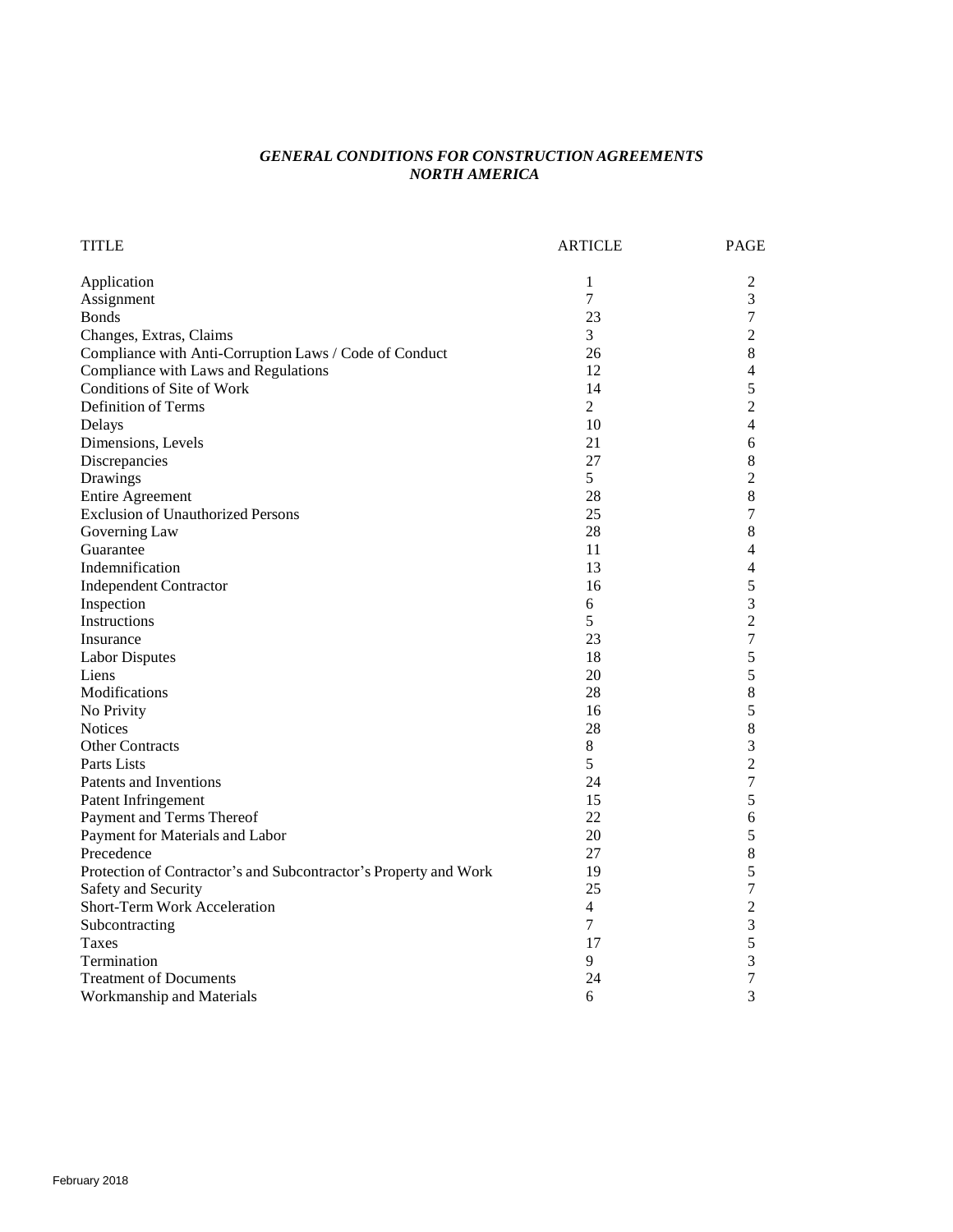# *GENERAL CONDITIONS FOR CONSTRUCTION AGREEMENTS*
## *NORTH AMERICA*

| TITLE | ARTICLE | PAGE |
|---|---|---|
| Application | 1 | 2 |
| Assignment | 7 | 3 |
| Bonds | 23 | 7 |
| Changes, Extras, Claims | 3 | 2 |
| Compliance with Anti-Corruption Laws / Code of Conduct | 26 | 8 |
| Compliance with Laws and Regulations | 12 | 4 |
| Conditions of Site of Work | 14 | 5 |
| Definition of Terms | 2 | 2 |
| Delays | 10 | 4 |
| Dimensions, Levels | 21 | 6 |
| Discrepancies | 27 | 8 |
| Drawings | 5 | 2 |
| Entire Agreement | 28 | 8 |
| Exclusion of Unauthorized Persons | 25 | 7 |
| Governing Law | 28 | 8 |
| Guarantee | 11 | 4 |
| Indemnification | 13 | 4 |
| Independent Contractor | 16 | 5 |
| Inspection | 6 | 3 |
| Instructions | 5 | 2 |
| Insurance | 23 | 7 |
| Labor Disputes | 18 | 5 |
| Liens | 20 | 5 |
| Modifications | 28 | 8 |
| No Privity | 16 | 5 |
| Notices | 28 | 8 |
| Other Contracts | 8 | 3 |
| Parts Lists | 5 | 2 |
| Patents and Inventions | 24 | 7 |
| Patent Infringement | 15 | 5 |
| Payment and Terms Thereof | 22 | 6 |
| Payment for Materials and Labor | 20 | 5 |
| Precedence | 27 | 8 |
| Protection of Contractor's and Subcontractor's Property and Work | 19 | 5 |
| Safety and Security | 25 | 7 |
| Short-Term Work Acceleration | 4 | 2 |
| Subcontracting | 7 | 3 |
| Taxes | 17 | 5 |
| Termination | 9 | 3 |
| Treatment of Documents | 24 | 7 |
| Workmanship and Materials | 6 | 3 |

February 2018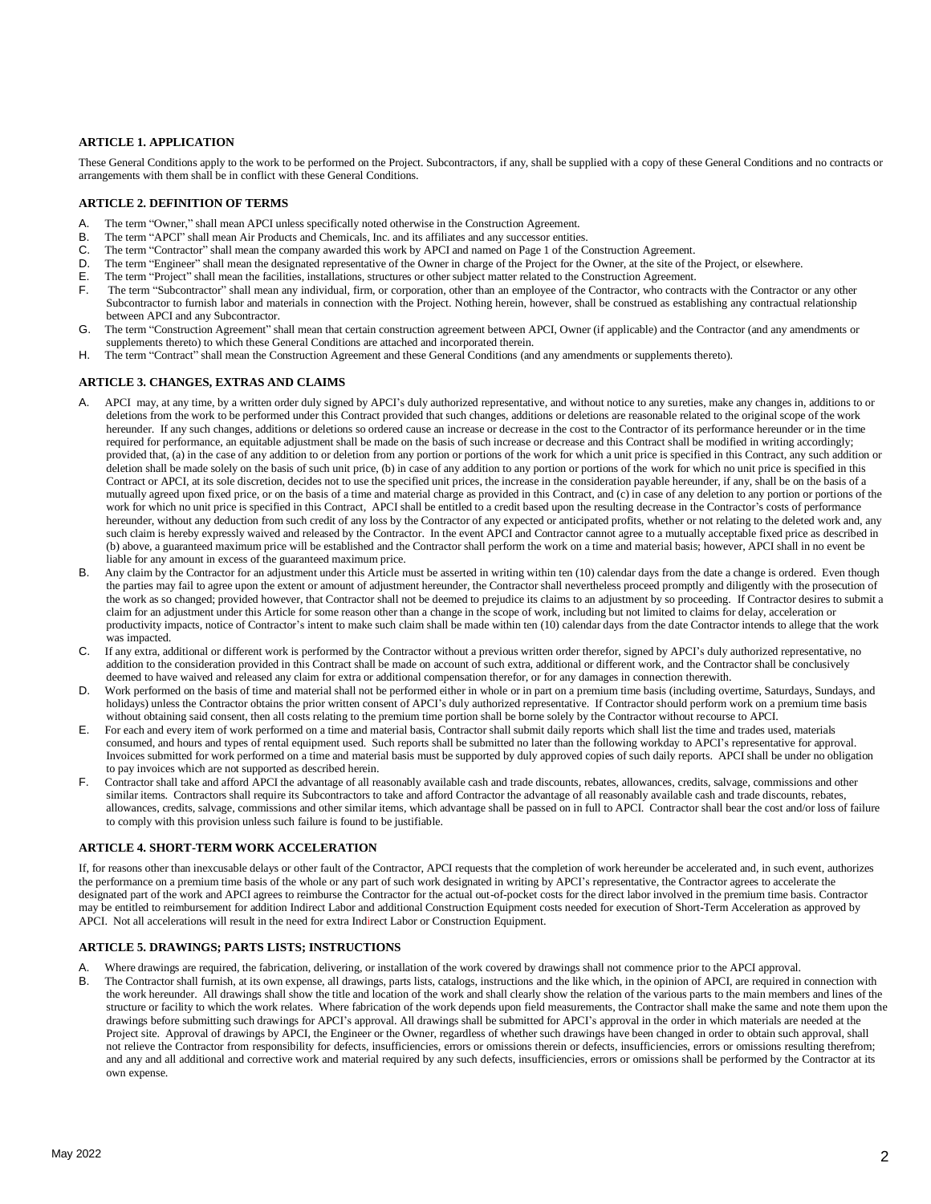### ARTICLE 1. APPLICATION

These General Conditions apply to the work to be performed on the Project. Subcontractors, if any, shall be supplied with a copy of these General Conditions and no contracts or arrangements with them shall be in conflict with these General Conditions.

### ARTICLE 2. DEFINITION OF TERMS

A. The term "Owner," shall mean APCI unless specifically noted otherwise in the Construction Agreement.
B. The term "APCI" shall mean Air Products and Chemicals, Inc. and its affiliates and any successor entities.
C. The term "Contractor" shall mean the company awarded this work by APCI and named on Page 1 of the Construction Agreement.
D. The term "Engineer" shall mean the designated representative of the Owner in charge of the Project for the Owner, at the site of the Project, or elsewhere.
E. The term "Project" shall mean the facilities, installations, structures or other subject matter related to the Construction Agreement.
F. The term "Subcontractor" shall mean any individual, firm, or corporation, other than an employee of the Contractor, who contracts with the Contractor or any other Subcontractor to furnish labor and materials in connection with the Project. Nothing herein, however, shall be construed as establishing any contractual relationship between APCI and any Subcontractor.
G. The term "Construction Agreement" shall mean that certain construction agreement between APCI, Owner (if applicable) and the Contractor (and any amendments or supplements thereto) to which these General Conditions are attached and incorporated therein.
H. The term "Contract" shall mean the Construction Agreement and these General Conditions (and any amendments or supplements thereto).

### ARTICLE 3. CHANGES, EXTRAS AND CLAIMS

A. APCI may, at any time, by a written order duly signed by APCI's duly authorized representative, and without notice to any sureties, make any changes in, additions to or deletions from the work to be performed under this Contract provided that such changes, additions or deletions are reasonable related to the original scope of the work hereunder. If any such changes, additions or deletions so ordered cause an increase or decrease in the cost to the Contractor of its performance hereunder or in the time required for performance, an equitable adjustment shall be made on the basis of such increase or decrease and this Contract shall be modified in writing accordingly; provided that, (a) in the case of any addition to or deletion from any portion or portions of the work for which a unit price is specified in this Contract, any such addition or deletion shall be made solely on the basis of such unit price, (b) in case of any addition to any portion or portions of the work for which no unit price is specified in this Contract or APCI, at its sole discretion, decides not to use the specified unit prices, the increase in the consideration payable hereunder, if any, shall be on the basis of a mutually agreed upon fixed price, or on the basis of a time and material charge as provided in this Contract, and (c) in case of any deletion to any portion or portions of the work for which no unit price is specified in this Contract, APCI shall be entitled to a credit based upon the resulting decrease in the Contractor's costs of performance hereunder, without any deduction from such credit of any loss by the Contractor of any expected or anticipated profits, whether or not relating to the deleted work and, any such claim is hereby expressly waived and released by the Contractor. In the event APCI and Contractor cannot agree to a mutually acceptable fixed price as described in (b) above, a guaranteed maximum price will be established and the Contractor shall perform the work on a time and material basis; however, APCI shall in no event be liable for any amount in excess of the guaranteed maximum price.
B. Any claim by the Contractor for an adjustment under this Article must be asserted in writing within ten (10) calendar days from the date a change is ordered. Even though the parties may fail to agree upon the extent or amount of adjustment hereunder, the Contractor shall nevertheless proceed promptly and diligently with the prosecution of the work as so changed; provided however, that Contractor shall not be deemed to prejudice its claims to an adjustment by so proceeding. If Contractor desires to submit a claim for an adjustment under this Article for some reason other than a change in the scope of work, including but not limited to claims for delay, acceleration or productivity impacts, notice of Contractor's intent to make such claim shall be made within ten (10) calendar days from the date Contractor intends to allege that the work was impacted.
C. If any extra, additional or different work is performed by the Contractor without a previous written order therefor, signed by APCI's duly authorized representative, no addition to the consideration provided in this Contract shall be made on account of such extra, additional or different work, and the Contractor shall be conclusively deemed to have waived and released any claim for extra or additional compensation therefor, or for any damages in connection therewith.
D. Work performed on the basis of time and material shall not be performed either in whole or in part on a premium time basis (including overtime, Saturdays, Sundays, and holidays) unless the Contractor obtains the prior written consent of APCI's duly authorized representative. If Contractor should perform work on a premium time basis without obtaining said consent, then all costs relating to the premium time portion shall be borne solely by the Contractor without recourse to APCI.
E. For each and every item of work performed on a time and material basis, Contractor shall submit daily reports which shall list the time and trades used, materials consumed, and hours and types of rental equipment used. Such reports shall be submitted no later than the following workday to APCI's representative for approval. Invoices submitted for work performed on a time and material basis must be supported by duly approved copies of such daily reports. APCI shall be under no obligation to pay invoices which are not supported as described herein.
F. Contractor shall take and afford APCI the advantage of all reasonably available cash and trade discounts, rebates, allowances, credits, salvage, commissions and other similar items. Contractors shall require its Subcontractors to take and afford Contractor the advantage of all reasonably available cash and trade discounts, rebates, allowances, credits, salvage, commissions and other similar items, which advantage shall be passed on in full to APCI. Contractor shall bear the cost and/or loss of failure to comply with this provision unless such failure is found to be justifiable.

### ARTICLE 4. SHORT-TERM WORK ACCELERATION

If, for reasons other than inexcusable delays or other fault of the Contractor, APCI requests that the completion of work hereunder be accelerated and, in such event, authorizes the performance on a premium time basis of the whole or any part of such work designated in writing by APCI's representative, the Contractor agrees to accelerate the designated part of the work and APCI agrees to reimburse the Contractor for the actual out-of-pocket costs for the direct labor involved in the premium time basis. Contractor may be entitled to reimbursement for addition Indirect Labor and additional Construction Equipment costs needed for execution of Short-Term Acceleration as approved by APCI. Not all accelerations will result in the need for extra Indirect Labor or Construction Equipment.

### ARTICLE 5. DRAWINGS; PARTS LISTS; INSTRUCTIONS

A. Where drawings are required, the fabrication, delivering, or installation of the work covered by drawings shall not commence prior to the APCI approval.
B. The Contractor shall furnish, at its own expense, all drawings, parts lists, catalogs, instructions and the like which, in the opinion of APCI, are required in connection with the work hereunder. All drawings shall show the title and location of the work and shall clearly show the relation of the various parts to the main members and lines of the structure or facility to which the work relates. Where fabrication of the work depends upon field measurements, the Contractor shall make the same and note them upon the drawings before submitting such drawings for APCI's approval. All drawings shall be submitted for APCI's approval in the order in which materials are needed at the Project site. Approval of drawings by APCI, the Engineer or the Owner, regardless of whether such drawings have been changed in order to obtain such approval, shall not relieve the Contractor from responsibility for defects, insufficiencies, errors or omissions therein or defects, insufficiencies, errors or omissions resulting therefrom; and any and all additional and corrective work and material required by any such defects, insufficiencies, errors or omissions shall be performed by the Contractor at its own expense.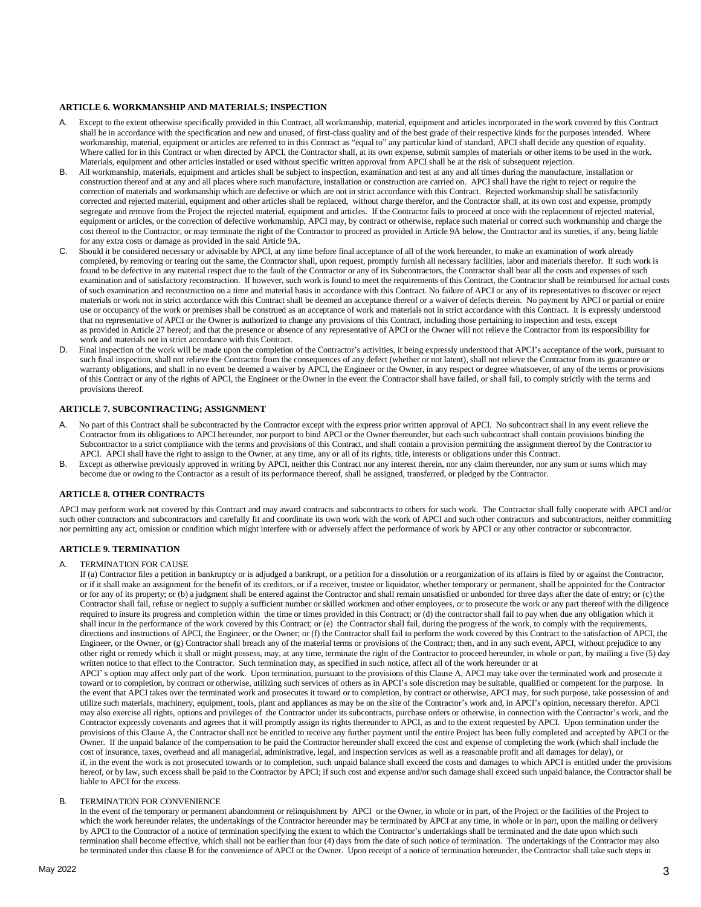### ARTICLE 6. WORKMANSHIP AND MATERIALS; INSPECTION

A. Except to the extent otherwise specifically provided in this Contract, all workmanship, material, equipment and articles incorporated in the work covered by this Contract shall be in accordance with the specification and new and unused, of first-class quality and of the best grade of their respective kinds for the purposes intended. Where workmanship, material, equipment or articles are referred to in this Contract as "equal to" any particular kind of standard, APCI shall decide any question of equality. Where called for in this Contract or when directed by APCI, the Contractor shall, at its own expense, submit samples of materials or other items to be used in the work. Materials, equipment and other articles installed or used without specific written approval from APCI shall be at the risk of subsequent rejection.

B. All workmanship, materials, equipment and articles shall be subject to inspection, examination and test at any and all times during the manufacture, installation or construction thereof and at any and all places where such manufacture, installation or construction are carried on. APCI shall have the right to reject or require the correction of materials and workmanship which are defective or which are not in strict accordance with this Contract. Rejected workmanship shall be satisfactorily corrected and rejected material, equipment and other articles shall be replaced, without charge therefor, and the Contractor shall, at its own cost and expense, promptly segregate and remove from the Project the rejected material, equipment and articles. If the Contractor fails to proceed at once with the replacement of rejected material, equipment or articles, or the correction of defective workmanship, APCI may, by contract or otherwise, replace such material or correct such workmanship and charge the cost thereof to the Contractor, or may terminate the right of the Contractor to proceed as provided in Article 9A below, the Contractor and its sureties, if any, being liable for any extra costs or damage as provided in the said Article 9A.

C. Should it be considered necessary or advisable by APCI, at any time before final acceptance of all of the work hereunder, to make an examination of work already completed, by removing or tearing out the same, the Contractor shall, upon request, promptly furnish all necessary facilities, labor and materials therefor. If such work is found to be defective in any material respect due to the fault of the Contractor or any of its Subcontractors, the Contractor shall bear all the costs and expenses of such examination and of satisfactory reconstruction. If however, such work is found to meet the requirements of this Contract, the Contractor shall be reimbursed for actual costs of such examination and reconstruction on a time and material basis in accordance with this Contract. No failure of APCI or any of its representatives to discover or reject materials or work not in strict accordance with this Contract shall be deemed an acceptance thereof or a waiver of defects therein. No payment by APCI or partial or entire use or occupancy of the work or premises shall be construed as an acceptance of work and materials not in strict accordance with this Contract. It is expressly understood that no representative of APCI or the Owner is authorized to change any provisions of this Contract, including those pertaining to inspection and tests, except as provided in Article 27 hereof; and that the presence or absence of any representative of APCI or the Owner will not relieve the Contractor from its responsibility for work and materials not in strict accordance with this Contract.

D. Final inspection of the work will be made upon the completion of the Contractor's activities, it being expressly understood that APCI's acceptance of the work, pursuant to such final inspection, shall not relieve the Contractor from the consequences of any defect (whether or not latent), shall not relieve the Contractor from its guarantee or warranty obligations, and shall in no event be deemed a waiver by APCI, the Engineer or the Owner, in any respect or degree whatsoever, of any of the terms or provisions of this Contract or any of the rights of APCI, the Engineer or the Owner in the event the Contractor shall have failed, or shall fail, to comply strictly with the terms and provisions thereof.

### ARTICLE 7. SUBCONTRACTING; ASSIGNMENT

A. No part of this Contract shall be subcontracted by the Contractor except with the express prior written approval of APCI. No subcontract shall in any event relieve the Contractor from its obligations to APCI hereunder, nor purport to bind APCI or the Owner thereunder, but each such subcontract shall contain provisions binding the Subcontractor to a strict compliance with the terms and provisions of this Contract, and shall contain a provision permitting the assignment thereof by the Contractor to APCI. APCI shall have the right to assign to the Owner, at any time, any or all of its rights, title, interests or obligations under this Contract.

B. Except as otherwise previously approved in writing by APCI, neither this Contract nor any interest therein, nor any claim thereunder, nor any sum or sums which may become due or owing to the Contractor as a result of its performance thereof, shall be assigned, transferred, or pledged by the Contractor.

### ARTICLE 8. OTHER CONTRACTS

APCI may perform work not covered by this Contract and may award contracts and subcontracts to others for such work. The Contractor shall fully cooperate with APCI and/or such other contractors and subcontractors and carefully fit and coordinate its own work with the work of APCI and such other contractors and subcontractors, neither committing nor permitting any act, omission or condition which might interfere with or adversely affect the performance of work by APCI or any other contractor or subcontractor.

### ARTICLE 9. TERMINATION

A. TERMINATION FOR CAUSE

If (a) Contractor files a petition in bankruptcy or is adjudged a bankrupt, or a petition for a dissolution or a reorganization of its affairs is filed by or against the Contractor, or if it shall make an assignment for the benefit of its creditors, or if a receiver, trustee or liquidator, whether temporary or permanent, shall be appointed for the Contractor or for any of its property; or (b) a judgment shall be entered against the Contractor and shall remain unsatisfied or unbonded for three days after the date of entry; or (c) the Contractor shall fail, refuse or neglect to supply a sufficient number or skilled workmen and other employees, or to prosecute the work or any part thereof with the diligence required to insure its progress and completion within the time or times provided in this Contract; or (d) the contractor shall fail to pay when due any obligation which it shall incur in the performance of the work covered by this Contract; or (e) the Contractor shall fail, during the progress of the work, to comply with the requirements, directions and instructions of APCI, the Engineer, or the Owner; or (f) the Contractor shall fail to perform the work covered by this Contract to the satisfaction of APCI, the Engineer, or the Owner, or (g) Contractor shall breach any of the material terms or provisions of the Contract; then, and in any such event, APCI, without prejudice to any other right or remedy which it shall or might possess, may, at any time, terminate the right of the Contractor to proceed hereunder, in whole or part, by mailing a five (5) day written notice to that effect to the Contractor. Such termination may, as specified in such notice, affect all of the work hereunder or at APCI' s option may affect only part of the work. Upon termination, pursuant to the provisions of this Clause A, APCI may take over the terminated work and prosecute it toward or to completion, by contract or otherwise, utilizing such services of others as in APCI's sole discretion may be suitable, qualified or competent for the purpose. In the event that APCI takes over the terminated work and prosecutes it toward or to completion, by contract or otherwise, APCI may, for such purpose, take possession of and utilize such materials, machinery, equipment, tools, plant and appliances as may be on the site of the Contractor's work and, in APCI's opinion, necessary therefor. APCI may also exercise all rights, options and privileges of the Contractor under its subcontracts, purchase orders or otherwise, in connection with the Contractor's work, and the Contractor expressly covenants and agrees that it will promptly assign its rights thereunder to APCI, as and to the extent requested by APCI. Upon termination under the provisions of this Clause A, the Contractor shall not be entitled to receive any further payment until the entire Project has been fully completed and accepted by APCI or the Owner. If the unpaid balance of the compensation to be paid the Contractor hereunder shall exceed the cost and expense of completing the work (which shall include the cost of insurance, taxes, overhead and all managerial, administrative, legal, and inspection services as well as a reasonable profit and all damages for delay), or if, in the event the work is not prosecuted towards or to completion, such unpaid balance shall exceed the costs and damages to which APCI is entitled under the provisions hereof, or by law, such excess shall be paid to the Contractor by APCI; if such cost and expense and/or such damage shall exceed such unpaid balance, the Contractor shall be liable to APCI for the excess.

B. TERMINATION FOR CONVENIENCE

In the event of the temporary or permanent abandonment or relinquishment by APCI or the Owner, in whole or in part, of the Project or the facilities of the Project to which the work hereunder relates, the undertakings of the Contractor hereunder may be terminated by APCI at any time, in whole or in part, upon the mailing or delivery by APCI to the Contractor of a notice of termination specifying the extent to which the Contractor's undertakings shall be terminated and the date upon which such termination shall become effective, which shall not be earlier than four (4) days from the date of such notice of termination. The undertakings of the Contractor may also be terminated under this clause B for the convenience of APCI or the Owner. Upon receipt of a notice of termination hereunder, the Contractor shall take such steps in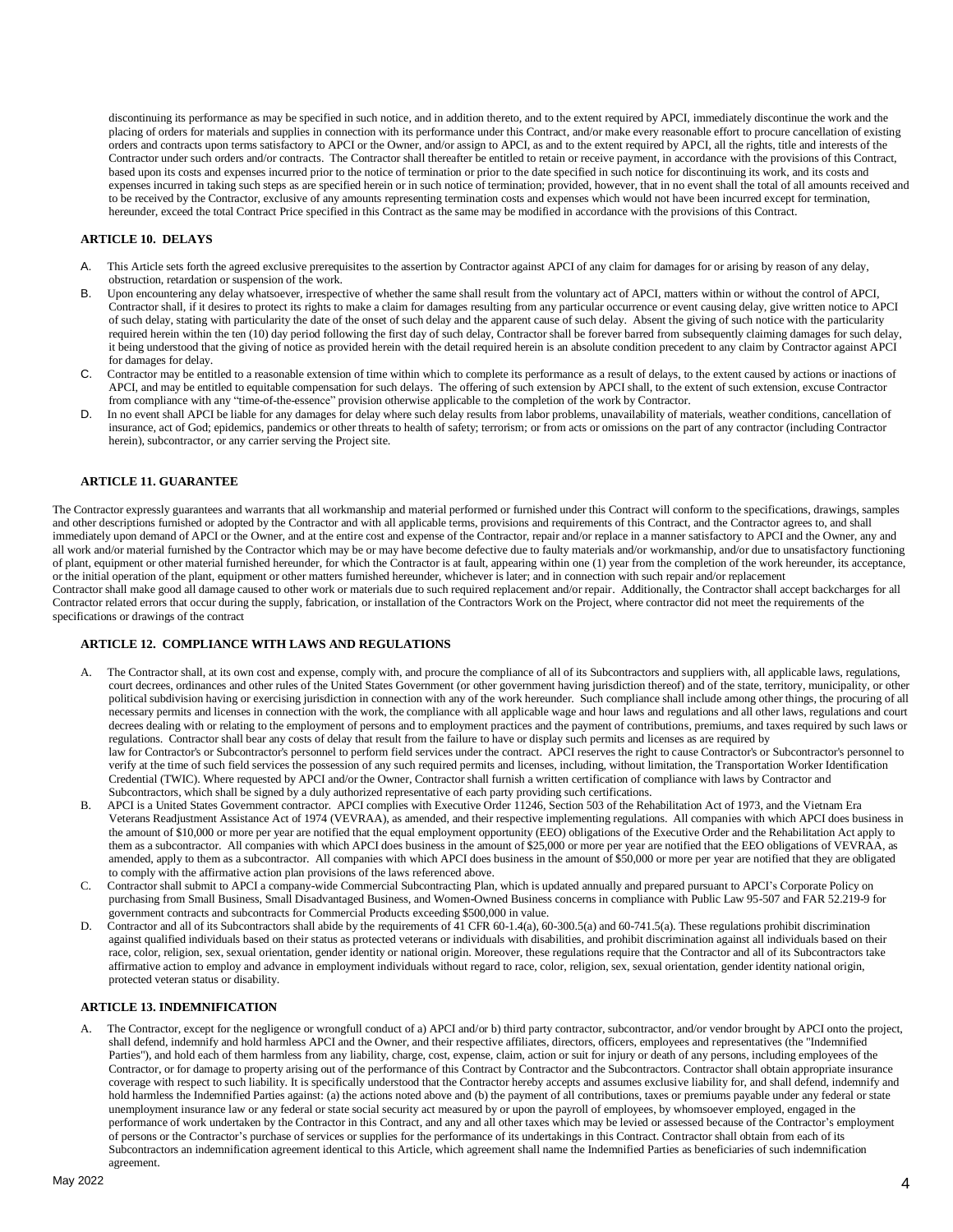discontinuing its performance as may be specified in such notice, and in addition thereto, and to the extent required by APCI, immediately discontinue the work and the placing of orders for materials and supplies in connection with its performance under this Contract, and/or make every reasonable effort to procure cancellation of existing orders and contracts upon terms satisfactory to APCI or the Owner, and/or assign to APCI, as and to the extent required by APCI, all the rights, title and interests of the Contractor under such orders and/or contracts. The Contractor shall thereafter be entitled to retain or receive payment, in accordance with the provisions of this Contract, based upon its costs and expenses incurred prior to the notice of termination or prior to the date specified in such notice for discontinuing its work, and its costs and expenses incurred in taking such steps as are specified herein or in such notice of termination; provided, however, that in no event shall the total of all amounts received and to be received by the Contractor, exclusive of any amounts representing termination costs and expenses which would not have been incurred except for termination, hereunder, exceed the total Contract Price specified in this Contract as the same may be modified in accordance with the provisions of this Contract.

### ARTICLE 10. DELAYS

A. This Article sets forth the agreed exclusive prerequisites to the assertion by Contractor against APCI of any claim for damages for or arising by reason of any delay, obstruction, retardation or suspension of the work.

B. Upon encountering any delay whatsoever, irrespective of whether the same shall result from the voluntary act of APCI, matters within or without the control of APCI, Contractor shall, if it desires to protect its rights to make a claim for damages resulting from any particular occurrence or event causing delay, give written notice to APCI of such delay, stating with particularity the date of the onset of such delay and the apparent cause of such delay. Absent the giving of such notice with the particularity required herein within the ten (10) day period following the first day of such delay, Contractor shall be forever barred from subsequently claiming damages for such delay, it being understood that the giving of notice as provided herein with the detail required herein is an absolute condition precedent to any claim by Contractor against APCI for damages for delay.

C. Contractor may be entitled to a reasonable extension of time within which to complete its performance as a result of delays, to the extent caused by actions or inactions of APCI, and may be entitled to equitable compensation for such delays. The offering of such extension by APCI shall, to the extent of such extension, excuse Contractor from compliance with any "time-of-the-essence" provision otherwise applicable to the completion of the work by Contractor.

D. In no event shall APCI be liable for any damages for delay where such delay results from labor problems, unavailability of materials, weather conditions, cancellation of insurance, act of God; epidemics, pandemics or other threats to health of safety; terrorism; or from acts or omissions on the part of any contractor (including Contractor herein), subcontractor, or any carrier serving the Project site.

### ARTICLE 11. GUARANTEE

The Contractor expressly guarantees and warrants that all workmanship and material performed or furnished under this Contract will conform to the specifications, drawings, samples and other descriptions furnished or adopted by the Contractor and with all applicable terms, provisions and requirements of this Contract, and the Contractor agrees to, and shall immediately upon demand of APCI or the Owner, and at the entire cost and expense of the Contractor, repair and/or replace in a manner satisfactory to APCI and the Owner, any and all work and/or material furnished by the Contractor which may be or may have become defective due to faulty materials and/or workmanship, and/or due to unsatisfactory functioning of plant, equipment or other material furnished hereunder, for which the Contractor is at fault, appearing within one (1) year from the completion of the work hereunder, its acceptance, or the initial operation of the plant, equipment or other matters furnished hereunder, whichever is later; and in connection with such repair and/or replacement Contractor shall make good all damage caused to other work or materials due to such required replacement and/or repair. Additionally, the Contractor shall accept backcharges for all Contractor related errors that occur during the supply, fabrication, or installation of the Contractors Work on the Project, where contractor did not meet the requirements of the specifications or drawings of the contract

### ARTICLE 12. COMPLIANCE WITH LAWS AND REGULATIONS

A. The Contractor shall, at its own cost and expense, comply with, and procure the compliance of all of its Subcontractors and suppliers with, all applicable laws, regulations, court decrees, ordinances and other rules of the United States Government (or other government having jurisdiction thereof) and of the state, territory, municipality, or other political subdivision having or exercising jurisdiction in connection with any of the work hereunder. Such compliance shall include among other things, the procuring of all necessary permits and licenses in connection with the work, the compliance with all applicable wage and hour laws and regulations and all other laws, regulations and court decrees dealing with or relating to the employment of persons and to employment practices and the payment of contributions, premiums, and taxes required by such laws or regulations. Contractor shall bear any costs of delay that result from the failure to have or display such permits and licenses as are required by law for Contractor's or Subcontractor's personnel to perform field services under the contract. APCI reserves the right to cause Contractor's or Subcontractor's personnel to verify at the time of such field services the possession of any such required permits and licenses, including, without limitation, the Transportation Worker Identification Credential (TWIC). Where requested by APCI and/or the Owner, Contractor shall furnish a written certification of compliance with laws by Contractor and Subcontractors, which shall be signed by a duly authorized representative of each party providing such certifications.

B. APCI is a United States Government contractor. APCI complies with Executive Order 11246, Section 503 of the Rehabilitation Act of 1973, and the Vietnam Era Veterans Readjustment Assistance Act of 1974 (VEVRAA), as amended, and their respective implementing regulations. All companies with which APCI does business in the amount of $10,000 or more per year are notified that the equal employment opportunity (EEO) obligations of the Executive Order and the Rehabilitation Act apply to them as a subcontractor. All companies with which APCI does business in the amount of $25,000 or more per year are notified that the EEO obligations of VEVRAA, as amended, apply to them as a subcontractor. All companies with which APCI does business in the amount of $50,000 or more per year are notified that they are obligated to comply with the affirmative action plan provisions of the laws referenced above.

C. Contractor shall submit to APCI a company-wide Commercial Subcontracting Plan, which is updated annually and prepared pursuant to APCI's Corporate Policy on purchasing from Small Business, Small Disadvantaged Business, and Women-Owned Business concerns in compliance with Public Law 95-507 and FAR 52.219-9 for government contracts and subcontracts for Commercial Products exceeding $500,000 in value.

D. Contractor and all of its Subcontractors shall abide by the requirements of 41 CFR 60-1.4(a), 60-300.5(a) and 60-741.5(a). These regulations prohibit discrimination against qualified individuals based on their status as protected veterans or individuals with disabilities, and prohibit discrimination against all individuals based on their race, color, religion, sex, sexual orientation, gender identity or national origin. Moreover, these regulations require that the Contractor and all of its Subcontractors take affirmative action to employ and advance in employment individuals without regard to race, color, religion, sex, sexual orientation, gender identity national origin, protected veteran status or disability.

### ARTICLE 13. INDEMNIFICATION

A. The Contractor, except for the negligence or wrongfull conduct of a) APCI and/or b) third party contractor, subcontractor, and/or vendor brought by APCI onto the project, shall defend, indemnify and hold harmless APCI and the Owner, and their respective affiliates, directors, officers, employees and representatives (the "Indemnified Parties"), and hold each of them harmless from any liability, charge, cost, expense, claim, action or suit for injury or death of any persons, including employees of the Contractor, or for damage to property arising out of the performance of this Contract by Contractor and the Subcontractors. Contractor shall obtain appropriate insurance coverage with respect to such liability. It is specifically understood that the Contractor hereby accepts and assumes exclusive liability for, and shall defend, indemnify and hold harmless the Indemnified Parties against: (a) the actions noted above and (b) the payment of all contributions, taxes or premiums payable under any federal or state unemployment insurance law or any federal or state social security act measured by or upon the payroll of employees, by whomsoever employed, engaged in the performance of work undertaken by the Contractor in this Contract, and any and all other taxes which may be levied or assessed because of the Contractor's employment of persons or the Contractor's purchase of services or supplies for the performance of its undertakings in this Contract. Contractor shall obtain from each of its Subcontractors an indemnification agreement identical to this Article, which agreement shall name the Indemnified Parties as beneficiaries of such indemnification agreement.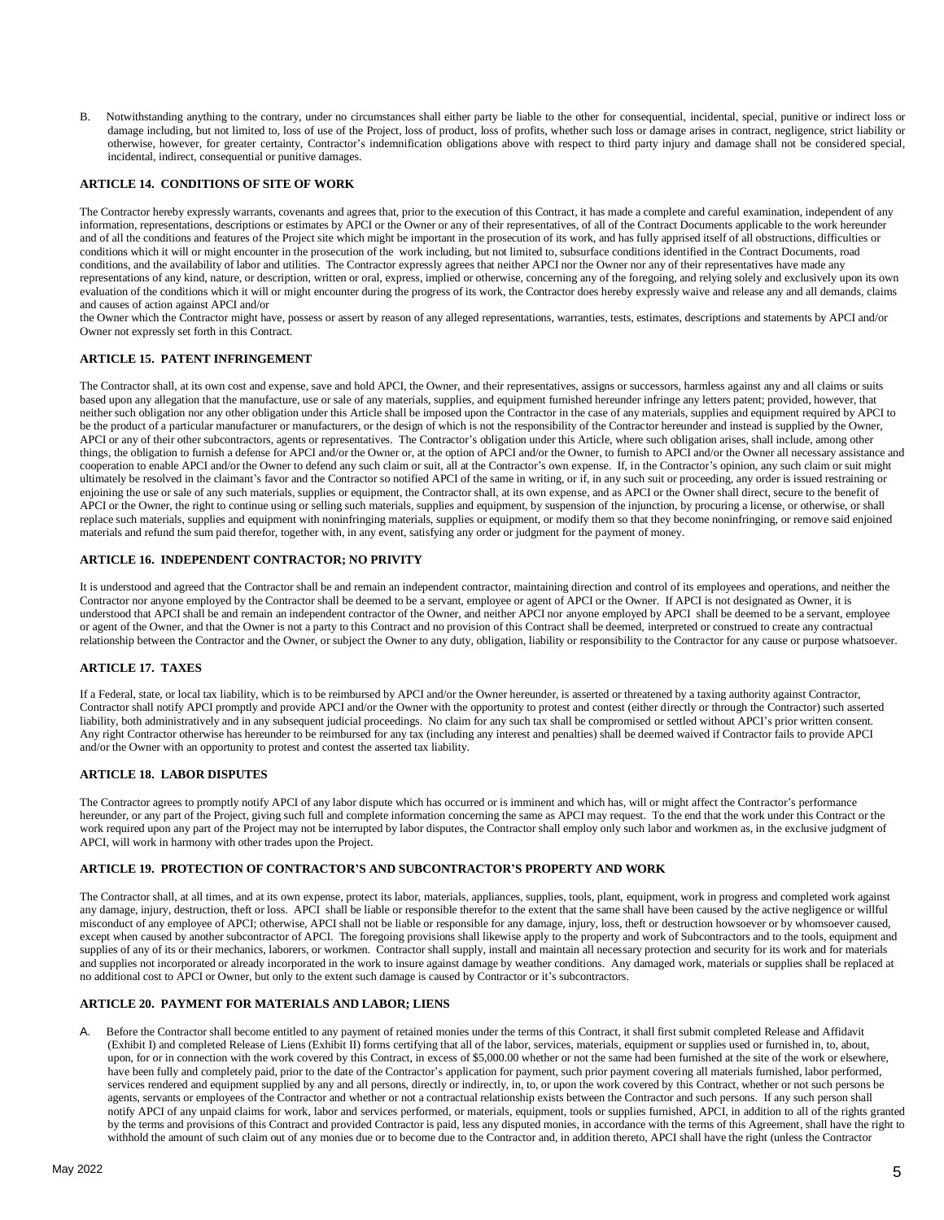B. Notwithstanding anything to the contrary, under no circumstances shall either party be liable to the other for consequential, incidental, special, punitive or indirect loss or damage including, but not limited to, loss of use of the Project, loss of product, loss of profits, whether such loss or damage arises in contract, negligence, strict liability or otherwise, however, for greater certainty, Contractor's indemnification obligations above with respect to third party injury and damage shall not be considered special, incidental, indirect, consequential or punitive damages.

## ARTICLE 14. CONDITIONS OF SITE OF WORK

The Contractor hereby expressly warrants, covenants and agrees that, prior to the execution of this Contract, it has made a complete and careful examination, independent of any information, representations, descriptions or estimates by APCI or the Owner or any of their representatives, of all of the Contract Documents applicable to the work hereunder and of all the conditions and features of the Project site which might be important in the prosecution of its work, and has fully apprised itself of all obstructions, difficulties or conditions which it will or might encounter in the prosecution of the work including, but not limited to, subsurface conditions identified in the Contract Documents, road conditions, and the availability of labor and utilities. The Contractor expressly agrees that neither APCI nor the Owner nor any of their representatives have made any representations of any kind, nature, or description, written or oral, express, implied or otherwise, concerning any of the foregoing, and relying solely and exclusively upon its own evaluation of the conditions which it will or might encounter during the progress of its work, the Contractor does hereby expressly waive and release any and all demands, claims and causes of action against APCI and/or
the Owner which the Contractor might have, possess or assert by reason of any alleged representations, warranties, tests, estimates, descriptions and statements by APCI and/or Owner not expressly set forth in this Contract.

## ARTICLE 15. PATENT INFRINGEMENT

The Contractor shall, at its own cost and expense, save and hold APCI, the Owner, and their representatives, assigns or successors, harmless against any and all claims or suits based upon any allegation that the manufacture, use or sale of any materials, supplies, and equipment furnished hereunder infringe any letters patent; provided, however, that neither such obligation nor any other obligation under this Article shall be imposed upon the Contractor in the case of any materials, supplies and equipment required by APCI to be the product of a particular manufacturer or manufacturers, or the design of which is not the responsibility of the Contractor hereunder and instead is supplied by the Owner, APCI or any of their other subcontractors, agents or representatives. The Contractor's obligation under this Article, where such obligation arises, shall include, among other things, the obligation to furnish a defense for APCI and/or the Owner or, at the option of APCI and/or the Owner, to furnish to APCI and/or the Owner all necessary assistance and cooperation to enable APCI and/or the Owner to defend any such claim or suit, all at the Contractor's own expense. If, in the Contractor's opinion, any such claim or suit might ultimately be resolved in the claimant's favor and the Contractor so notified APCI of the same in writing, or if, in any such suit or proceeding, any order is issued restraining or enjoining the use or sale of any such materials, supplies or equipment, the Contractor shall, at its own expense, and as APCI or the Owner shall direct, secure to the benefit of APCI or the Owner, the right to continue using or selling such materials, supplies and equipment, by suspension of the injunction, by procuring a license, or otherwise, or shall replace such materials, supplies and equipment with noninfringing materials, supplies or equipment, or modify them so that they become noninfringing, or remove said enjoined materials and refund the sum paid therefor, together with, in any event, satisfying any order or judgment for the payment of money.

## ARTICLE 16. INDEPENDENT CONTRACTOR; NO PRIVITY

It is understood and agreed that the Contractor shall be and remain an independent contractor, maintaining direction and control of its employees and operations, and neither the Contractor nor anyone employed by the Contractor shall be deemed to be a servant, employee or agent of APCI or the Owner. If APCI is not designated as Owner, it is understood that APCI shall be and remain an independent contractor of the Owner, and neither APCI nor anyone employed by APCI shall be deemed to be a servant, employee or agent of the Owner, and that the Owner is not a party to this Contract and no provision of this Contract shall be deemed, interpreted or construed to create any contractual relationship between the Contractor and the Owner, or subject the Owner to any duty, obligation, liability or responsibility to the Contractor for any cause or purpose whatsoever.

## ARTICLE 17. TAXES

If a Federal, state, or local tax liability, which is to be reimbursed by APCI and/or the Owner hereunder, is asserted or threatened by a taxing authority against Contractor, Contractor shall notify APCI promptly and provide APCI and/or the Owner with the opportunity to protest and contest (either directly or through the Contractor) such asserted liability, both administratively and in any subsequent judicial proceedings. No claim for any such tax shall be compromised or settled without APCI's prior written consent. Any right Contractor otherwise has hereunder to be reimbursed for any tax (including any interest and penalties) shall be deemed waived if Contractor fails to provide APCI and/or the Owner with an opportunity to protest and contest the asserted tax liability.

## ARTICLE 18. LABOR DISPUTES

The Contractor agrees to promptly notify APCI of any labor dispute which has occurred or is imminent and which has, will or might affect the Contractor's performance hereunder, or any part of the Project, giving such full and complete information concerning the same as APCI may request. To the end that the work under this Contract or the work required upon any part of the Project may not be interrupted by labor disputes, the Contractor shall employ only such labor and workmen as, in the exclusive judgment of APCI, will work in harmony with other trades upon the Project.

## ARTICLE 19. PROTECTION OF CONTRACTOR'S AND SUBCONTRACTOR'S PROPERTY AND WORK

The Contractor shall, at all times, and at its own expense, protect its labor, materials, appliances, supplies, tools, plant, equipment, work in progress and completed work against any damage, injury, destruction, theft or loss. APCI shall be liable or responsible therefor to the extent that the same shall have been caused by the active negligence or willful misconduct of any employee of APCI; otherwise, APCI shall not be liable or responsible for any damage, injury, loss, theft or destruction howsoever or by whomsoever caused, except when caused by another subcontractor of APCI. The foregoing provisions shall likewise apply to the property and work of Subcontractors and to the tools, equipment and supplies of any of its or their mechanics, laborers, or workmen. Contractor shall supply, install and maintain all necessary protection and security for its work and for materials and supplies not incorporated or already incorporated in the work to insure against damage by weather conditions. Any damaged work, materials or supplies shall be replaced at no additional cost to APCI or Owner, but only to the extent such damage is caused by Contractor or it's subcontractors.

## ARTICLE 20. PAYMENT FOR MATERIALS AND LABOR; LIENS

A. Before the Contractor shall become entitled to any payment of retained monies under the terms of this Contract, it shall first submit completed Release and Affidavit (Exhibit I) and completed Release of Liens (Exhibit II) forms certifying that all of the labor, services, materials, equipment or supplies used or furnished in, to, about, upon, for or in connection with the work covered by this Contract, in excess of $5,000.00 whether or not the same had been furnished at the site of the work or elsewhere, have been fully and completely paid, prior to the date of the Contractor's application for payment, such prior payment covering all materials furnished, labor performed, services rendered and equipment supplied by any and all persons, directly or indirectly, in, to, or upon the work covered by this Contract, whether or not such persons be agents, servants or employees of the Contractor and whether or not a contractual relationship exists between the Contractor and such persons. If any such person shall notify APCI of any unpaid claims for work, labor and services performed, or materials, equipment, tools or supplies furnished, APCI, in addition to all of the rights granted by the terms and provisions of this Contract and provided Contractor is paid, less any disputed monies, in accordance with the terms of this Agreement, shall have the right to withhold the amount of such claim out of any monies due or to become due to the Contractor and, in addition thereto, APCI shall have the right (unless the Contractor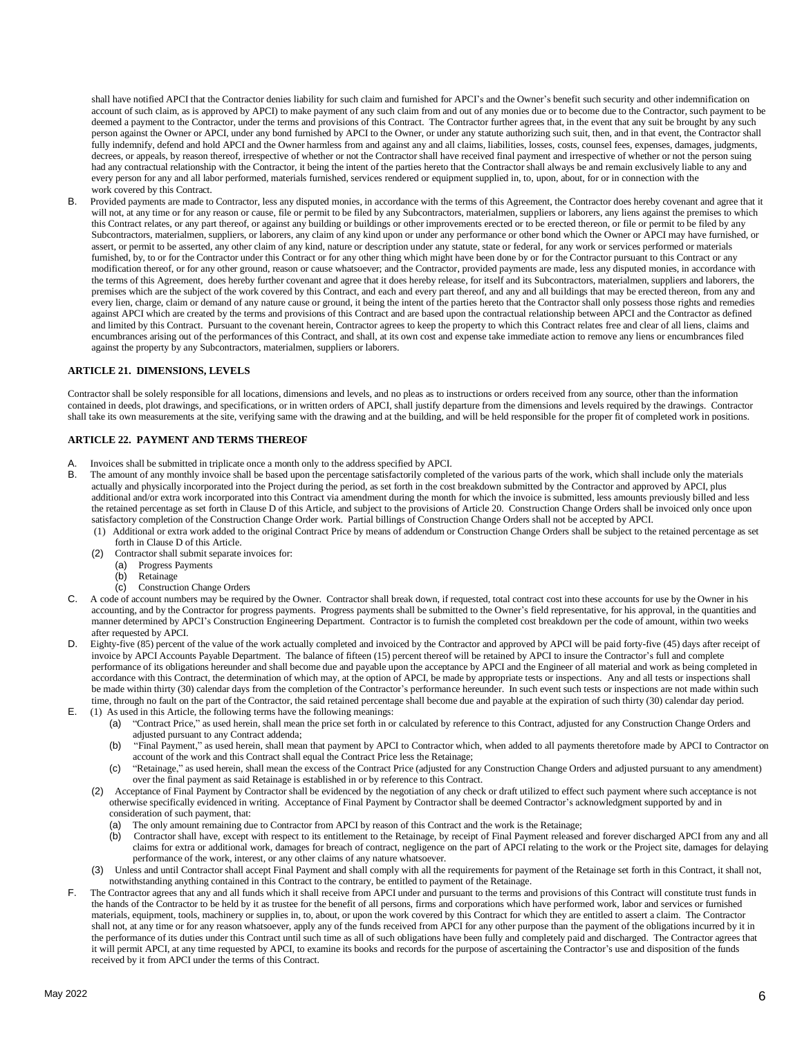shall have notified APCI that the Contractor denies liability for such claim and furnished for APCI's and the Owner's benefit such security and other indemnification on account of such claim, as is approved by APCI) to make payment of any such claim from and out of any monies due or to become due to the Contractor, such payment to be deemed a payment to the Contractor, under the terms and provisions of this Contract. The Contractor further agrees that, in the event that any suit be brought by any such person against the Owner or APCI, under any bond furnished by APCI to the Owner, or under any statute authorizing such suit, then, and in that event, the Contractor shall fully indemnify, defend and hold APCI and the Owner harmless from and against any and all claims, liabilities, losses, costs, counsel fees, expenses, damages, judgments, decrees, or appeals, by reason thereof, irrespective of whether or not the Contractor shall have received final payment and irrespective of whether or not the person suing had any contractual relationship with the Contractor, it being the intent of the parties hereto that the Contractor shall always be and remain exclusively liable to any and every person for any and all labor performed, materials furnished, services rendered or equipment supplied in, to, upon, about, for or in connection with the work covered by this Contract.

B. Provided payments are made to Contractor, less any disputed monies, in accordance with the terms of this Agreement, the Contractor does hereby covenant and agree that it will not, at any time or for any reason or cause, file or permit to be filed by any Subcontractors, materialmen, suppliers or laborers, any liens against the premises to which this Contract relates, or any part thereof, or against any building or buildings or other improvements erected or to be erected thereon, or file or permit to be filed by any Subcontractors, materialmen, suppliers, or laborers, any claim of any kind upon or under any performance or other bond which the Owner or APCI may have furnished, or assert, or permit to be asserted, any other claim of any kind, nature or description under any statute, state or federal, for any work or services performed or materials furnished, by, to or for the Contractor under this Contract or for any other thing which might have been done by or for the Contractor pursuant to this Contract or any modification thereof, or for any other ground, reason or cause whatsoever; and the Contractor, provided payments are made, less any disputed monies, in accordance with the terms of this Agreement, does hereby further covenant and agree that it does hereby release, for itself and its Subcontractors, materialmen, suppliers and laborers, the premises which are the subject of the work covered by this Contract, and each and every part thereof, and any and all buildings that may be erected thereon, from any and every lien, charge, claim or demand of any nature cause or ground, it being the intent of the parties hereto that the Contractor shall only possess those rights and remedies against APCI which are created by the terms and provisions of this Contract and are based upon the contractual relationship between APCI and the Contractor as defined and limited by this Contract. Pursuant to the covenant herein, Contractor agrees to keep the property to which this Contract relates free and clear of all liens, claims and encumbrances arising out of the performances of this Contract, and shall, at its own cost and expense take immediate action to remove any liens or encumbrances filed against the property by any Subcontractors, materialmen, suppliers or laborers.

## ARTICLE 21. DIMENSIONS, LEVELS

Contractor shall be solely responsible for all locations, dimensions and levels, and no pleas as to instructions or orders received from any source, other than the information contained in deeds, plot drawings, and specifications, or in written orders of APCI, shall justify departure from the dimensions and levels required by the drawings. Contractor shall take its own measurements at the site, verifying same with the drawing and at the building, and will be held responsible for the proper fit of completed work in positions.

## ARTICLE 22. PAYMENT AND TERMS THEREOF

A. Invoices shall be submitted in triplicate once a month only to the address specified by APCI.

B. The amount of any monthly invoice shall be based upon the percentage satisfactorily completed of the various parts of the work, which shall include only the materials actually and physically incorporated into the Project during the period, as set forth in the cost breakdown submitted by the Contractor and approved by APCI, plus additional and/or extra work incorporated into this Contract via amendment during the month for which the invoice is submitted, less amounts previously billed and less the retained percentage as set forth in Clause D of this Article, and subject to the provisions of Article 20. Construction Change Orders shall be invoiced only once upon satisfactory completion of the Construction Change Order work. Partial billings of Construction Change Orders shall not be accepted by APCI.
   - (1) Additional or extra work added to the original Contract Price by means of addendum or Construction Change Orders shall be subject to the retained percentage as set forth in Clause D of this Article.
   - (2) Contractor shall submit separate invoices for:
     - (a) Progress Payments
     - (b) Retainage
     - (c) Construction Change Orders

C. A code of account numbers may be required by the Owner. Contractor shall break down, if requested, total contract cost into these accounts for use by the Owner in his accounting, and by the Contractor for progress payments. Progress payments shall be submitted to the Owner's field representative, for his approval, in the quantities and manner determined by APCI's Construction Engineering Department. Contractor is to furnish the completed cost breakdown per the code of amount, within two weeks after requested by APCI.

D. Eighty-five (85) percent of the value of the work actually completed and invoiced by the Contractor and approved by APCI will be paid forty-five (45) days after receipt of invoice by APCI Accounts Payable Department. The balance of fifteen (15) percent thereof will be retained by APCI to insure the Contractor's full and complete performance of its obligations hereunder and shall become due and payable upon the acceptance by APCI and the Engineer of all material and work as being completed in accordance with this Contract, the determination of which may, at the option of APCI, be made by appropriate tests or inspections. Any and all tests or inspections shall be made within thirty (30) calendar days from the completion of the Contractor's performance hereunder. In such event such tests or inspections are not made within such time, through no fault on the part of the Contractor, the said retained percentage shall become due and payable at the expiration of such thirty (30) calendar day period.

E. (1) As used in this Article, the following terms have the following meanings:
   - (a) "Contract Price," as used herein, shall mean the price set forth in or calculated by reference to this Contract, adjusted for any Construction Change Orders and adjusted pursuant to any Contract addenda;
   - (b) "Final Payment," as used herein, shall mean that payment by APCI to Contractor which, when added to all payments theretofore made by APCI to Contractor on account of the work and this Contract shall equal the Contract Price less the Retainage;
   - (c) "Retainage," as used herein, shall mean the excess of the Contract Price (adjusted for any Construction Change Orders and adjusted pursuant to any amendment) over the final payment as said Retainage is established in or by reference to this Contract.

   (2) Acceptance of Final Payment by Contractor shall be evidenced by the negotiation of any check or draft utilized to effect such payment where such acceptance is not otherwise specifically evidenced in writing. Acceptance of Final Payment by Contractor shall be deemed Contractor's acknowledgment supported by and in consideration of such payment, that:
   - (a) The only amount remaining due to Contractor from APCI by reason of this Contract and the work is the Retainage;
   - (b) Contractor shall have, except with respect to its entitlement to the Retainage, by receipt of Final Payment released and forever discharged APCI from any and all claims for extra or additional work, damages for breach of contract, negligence on the part of APCI relating to the work or the Project site, damages for delaying performance of the work, interest, or any other claims of any nature whatsoever.

   (3) Unless and until Contractor shall accept Final Payment and shall comply with all the requirements for payment of the Retainage set forth in this Contract, it shall not, notwithstanding anything contained in this Contract to the contrary, be entitled to payment of the Retainage.

F. The Contractor agrees that any and all funds which it shall receive from APCI under and pursuant to the terms and provisions of this Contract will constitute trust funds in the hands of the Contractor to be held by it as trustee for the benefit of all persons, firms and corporations which have performed work, labor and services or furnished materials, equipment, tools, machinery or supplies in, to, about, or upon the work covered by this Contract for which they are entitled to assert a claim. The Contractor shall not, at any time or for any reason whatsoever, apply any of the funds received from APCI for any other purpose than the payment of the obligations incurred by it in the performance of its duties under this Contract until such time as all of such obligations have been fully and completely paid and discharged. The Contractor agrees that it will permit APCI, at any time requested by APCI, to examine its books and records for the purpose of ascertaining the Contractor's use and disposition of the funds received by it from APCI under the terms of this Contract.

May 2022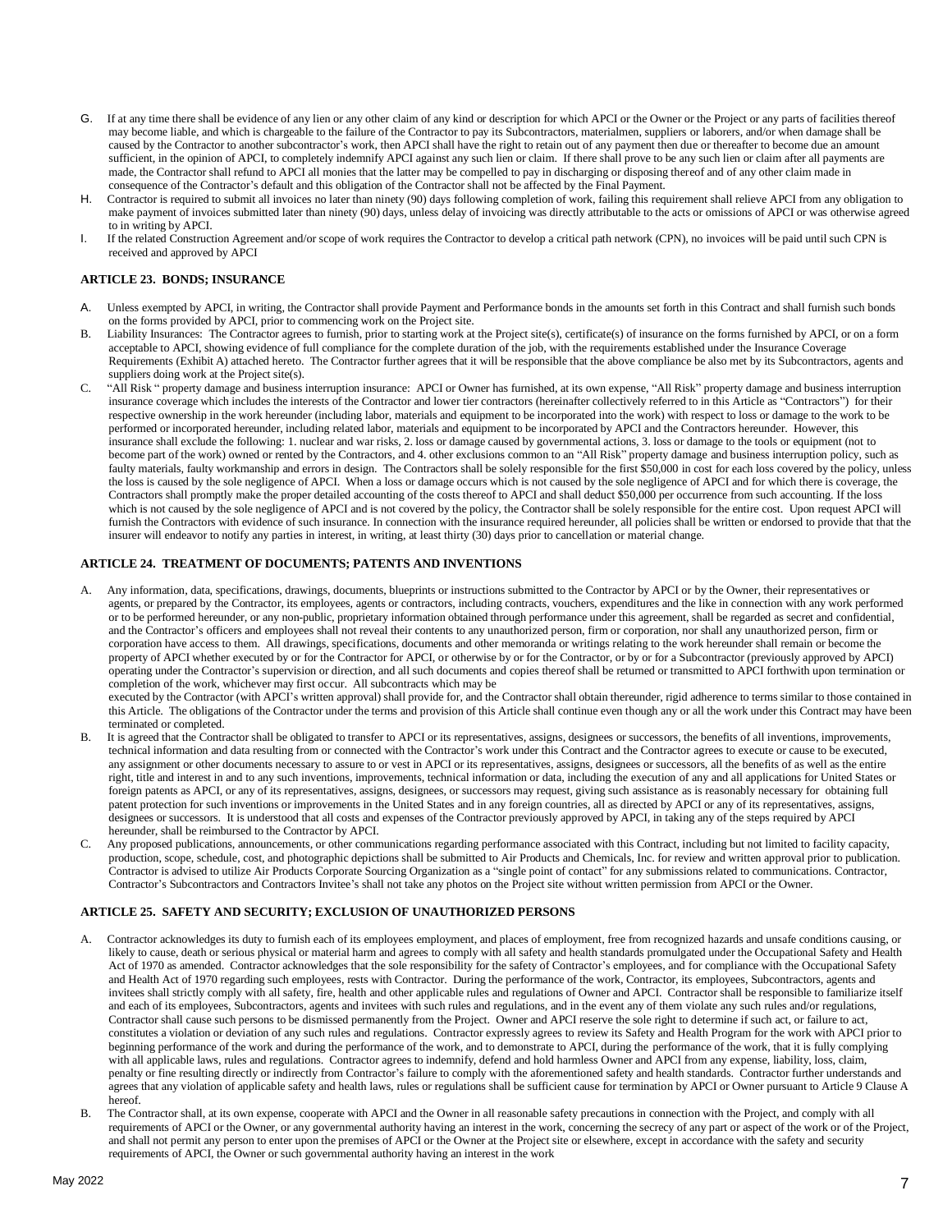G. If at any time there shall be evidence of any lien or any other claim of any kind or description for which APCI or the Owner or the Project or any parts of facilities thereof may become liable, and which is chargeable to the failure of the Contractor to pay its Subcontractors, materialmen, suppliers or laborers, and/or when damage shall be caused by the Contractor to another subcontractor's work, then APCI shall have the right to retain out of any payment then due or thereafter to become due an amount sufficient, in the opinion of APCI, to completely indemnify APCI against any such lien or claim. If there shall prove to be any such lien or claim after all payments are made, the Contractor shall refund to APCI all monies that the latter may be compelled to pay in discharging or disposing thereof and of any other claim made in consequence of the Contractor's default and this obligation of the Contractor shall not be affected by the Final Payment.

H. Contractor is required to submit all invoices no later than ninety (90) days following completion of work, failing this requirement shall relieve APCI from any obligation to make payment of invoices submitted later than ninety (90) days, unless delay of invoicing was directly attributable to the acts or omissions of APCI or was otherwise agreed to in writing by APCI.

I. If the related Construction Agreement and/or scope of work requires the Contractor to develop a critical path network (CPN), no invoices will be paid until such CPN is received and approved by APCI

**ARTICLE 23. BONDS; INSURANCE**

A. Unless exempted by APCI, in writing, the Contractor shall provide Payment and Performance bonds in the amounts set forth in this Contract and shall furnish such bonds on the forms provided by APCI, prior to commencing work on the Project site.

B. Liability Insurances: The Contractor agrees to furnish, prior to starting work at the Project site(s), certificate(s) of insurance on the forms furnished by APCI, or on a form acceptable to APCI, showing evidence of full compliance for the complete duration of the job, with the requirements established under the Insurance Coverage Requirements (Exhibit A) attached hereto. The Contractor further agrees that it will be responsible that the above compliance be also met by its Subcontractors, agents and suppliers doing work at the Project site(s).

C. "All Risk " property damage and business interruption insurance: APCI or Owner has furnished, at its own expense, "All Risk" property damage and business interruption insurance coverage which includes the interests of the Contractor and lower tier contractors (hereinafter collectively referred to in this Article as "Contractors") for their respective ownership in the work hereunder (including labor, materials and equipment to be incorporated into the work) with respect to loss or damage to the work to be performed or incorporated hereunder, including related labor, materials and equipment to be incorporated by APCI and the Contractors hereunder. However, this insurance shall exclude the following: 1. nuclear and war risks, 2. loss or damage caused by governmental actions, 3. loss or damage to the tools or equipment (not to become part of the work) owned or rented by the Contractors, and 4. other exclusions common to an "All Risk" property damage and business interruption policy, such as faulty materials, faulty workmanship and errors in design. The Contractors shall be solely responsible for the first $50,000 in cost for each loss covered by the policy, unless the loss is caused by the sole negligence of APCI. When a loss or damage occurs which is not caused by the sole negligence of APCI and for which there is coverage, the Contractors shall promptly make the proper detailed accounting of the costs thereof to APCI and shall deduct $50,000 per occurrence from such accounting. If the loss which is not caused by the sole negligence of APCI and is not covered by the policy, the Contractor shall be solely responsible for the entire cost. Upon request APCI will furnish the Contractors with evidence of such insurance. In connection with the insurance required hereunder, all policies shall be written or endorsed to provide that that the insurer will endeavor to notify any parties in interest, in writing, at least thirty (30) days prior to cancellation or material change.

**ARTICLE 24. TREATMENT OF DOCUMENTS; PATENTS AND INVENTIONS**

A. Any information, data, specifications, drawings, documents, blueprints or instructions submitted to the Contractor by APCI or by the Owner, their representatives or agents, or prepared by the Contractor, its employees, agents or contractors, including contracts, vouchers, expenditures and the like in connection with any work performed or to be performed hereunder, or any non-public, proprietary information obtained through performance under this agreement, shall be regarded as secret and confidential, and the Contractor's officers and employees shall not reveal their contents to any unauthorized person, firm or corporation, nor shall any unauthorized person, firm or corporation have access to them. All drawings, specifications, documents and other memoranda or writings relating to the work hereunder shall remain or become the property of APCI whether executed by or for the Contractor for APCI, or otherwise by or for the Contractor, or by or for a Subcontractor (previously approved by APCI) operating under the Contractor's supervision or direction, and all such documents and copies thereof shall be returned or transmitted to APCI forthwith upon termination or completion of the work, whichever may first occur. All subcontracts which may be executed by the Contractor (with APCI's written approval) shall provide for, and the Contractor shall obtain thereunder, rigid adherence to terms similar to those contained in this Article. The obligations of the Contractor under the terms and provision of this Article shall continue even though any or all the work under this Contract may have been terminated or completed.

B. It is agreed that the Contractor shall be obligated to transfer to APCI or its representatives, assigns, designees or successors, the benefits of all inventions, improvements, technical information and data resulting from or connected with the Contractor's work under this Contract and the Contractor agrees to execute or cause to be executed, any assignment or other documents necessary to assure to or vest in APCI or its representatives, assigns, designees or successors, all the benefits of as well as the entire right, title and interest in and to any such inventions, improvements, technical information or data, including the execution of any and all applications for United States or foreign patents as APCI, or any of its representatives, assigns, designees, or successors may request, giving such assistance as is reasonably necessary for obtaining full patent protection for such inventions or improvements in the United States and in any foreign countries, all as directed by APCI or any of its representatives, assigns, designees or successors. It is understood that all costs and expenses of the Contractor previously approved by APCI, in taking any of the steps required by APCI hereunder, shall be reimbursed to the Contractor by APCI.

C. Any proposed publications, announcements, or other communications regarding performance associated with this Contract, including but not limited to facility capacity, production, scope, schedule, cost, and photographic depictions shall be submitted to Air Products and Chemicals, Inc. for review and written approval prior to publication. Contractor is advised to utilize Air Products Corporate Sourcing Organization as a "single point of contact" for any submissions related to communications. Contractor, Contractor's Subcontractors and Contractors Invitee's shall not take any photos on the Project site without written permission from APCI or the Owner.

**ARTICLE 25. SAFETY AND SECURITY; EXCLUSION OF UNAUTHORIZED PERSONS**

A. Contractor acknowledges its duty to furnish each of its employees employment, and places of employment, free from recognized hazards and unsafe conditions causing, or likely to cause, death or serious physical or material harm and agrees to comply with all safety and health standards promulgated under the Occupational Safety and Health Act of 1970 as amended. Contractor acknowledges that the sole responsibility for the safety of Contractor's employees, and for compliance with the Occupational Safety and Health Act of 1970 regarding such employees, rests with Contractor. During the performance of the work, Contractor, its employees, Subcontractors, agents and invitees shall strictly comply with all safety, fire, health and other applicable rules and regulations of Owner and APCI. Contractor shall be responsible to familiarize itself and each of its employees, Subcontractors, agents and invitees with such rules and regulations, and in the event any of them violate any such rules and/or regulations, Contractor shall cause such persons to be dismissed permanently from the Project. Owner and APCI reserve the sole right to determine if such act, or failure to act, constitutes a violation or deviation of any such rules and regulations. Contractor expressly agrees to review its Safety and Health Program for the work with APCI prior to beginning performance of the work and during the performance of the work, and to demonstrate to APCI, during the performance of the work, that it is fully complying with all applicable laws, rules and regulations. Contractor agrees to indemnify, defend and hold harmless Owner and APCI from any expense, liability, loss, claim, penalty or fine resulting directly or indirectly from Contractor's failure to comply with the aforementioned safety and health standards. Contractor further understands and agrees that any violation of applicable safety and health laws, rules or regulations shall be sufficient cause for termination by APCI or Owner pursuant to Article 9 Clause A hereof.

B. The Contractor shall, at its own expense, cooperate with APCI and the Owner in all reasonable safety precautions in connection with the Project, and comply with all requirements of APCI or the Owner, or any governmental authority having an interest in the work, concerning the secrecy of any part or aspect of the work or of the Project, and shall not permit any person to enter upon the premises of APCI or the Owner at the Project site or elsewhere, except in accordance with the safety and security requirements of APCI, the Owner or such governmental authority having an interest in the work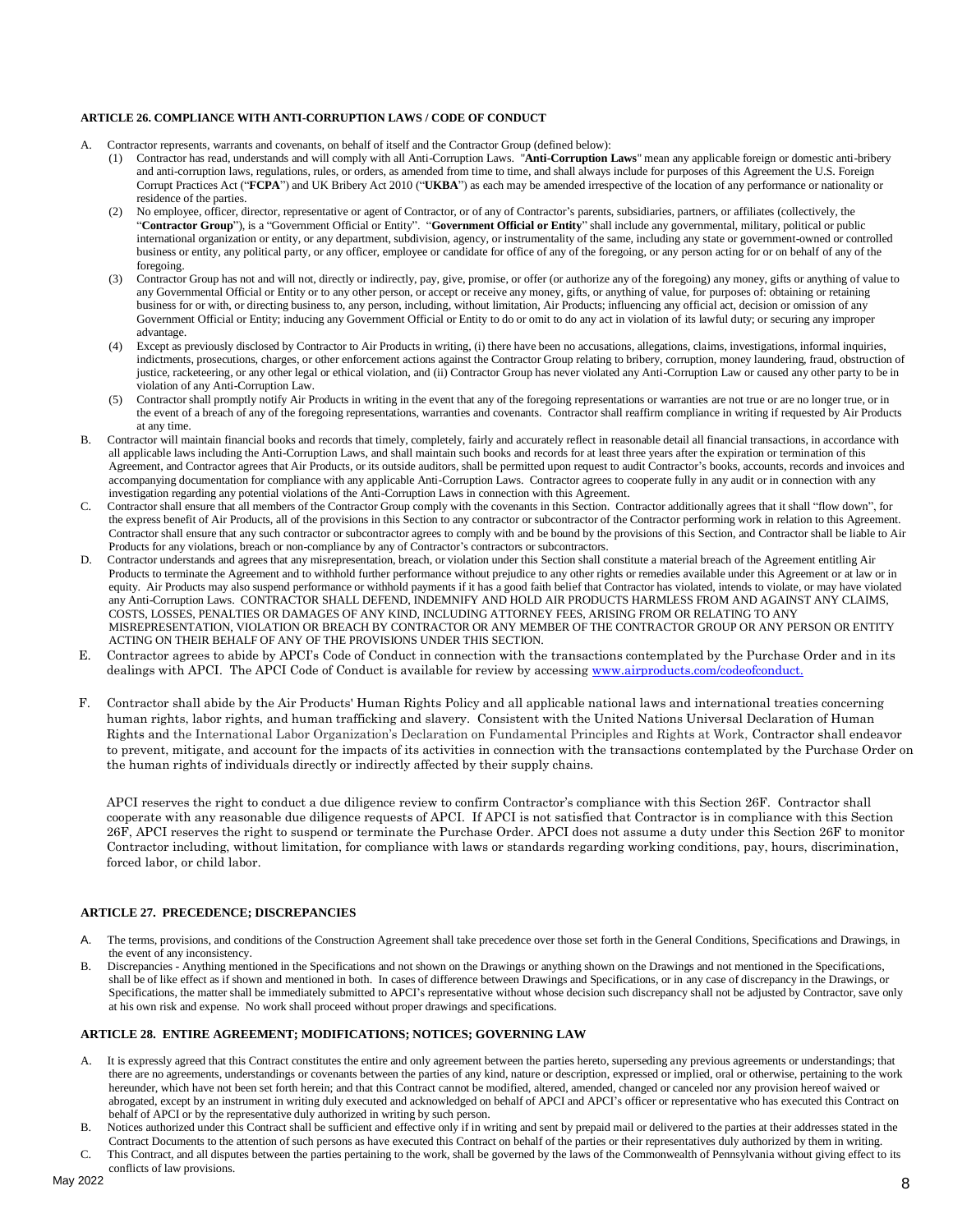**ARTICLE 26. COMPLIANCE WITH ANTI-CORRUPTION LAWS / CODE OF CONDUCT**

A. Contractor represents, warrants and covenants, on behalf of itself and the Contractor Group (defined below):

(1) Contractor has read, understands and will comply with all Anti-Corruption Laws. "**Anti-Corruption Laws**" mean any applicable foreign or domestic anti-bribery and anti-corruption laws, regulations, rules, or orders, as amended from time to time, and shall always include for purposes of this Agreement the U.S. Foreign Corrupt Practices Act ("**FCPA**") and UK Bribery Act 2010 ("**UKBA**") as each may be amended irrespective of the location of any performance or nationality or residence of the parties.

(2) No employee, officer, director, representative or agent of Contractor, or of any of Contractor's parents, subsidiaries, partners, or affiliates (collectively, the "**Contractor Group**"), is a "Government Official or Entity". "**Government Official or Entity**" shall include any governmental, military, political or public international organization or entity, or any department, subdivision, agency, or instrumentality of the same, including any state or government-owned or controlled business or entity, any political party, or any officer, employee or candidate for office of any of the foregoing, or any person acting for or on behalf of any of the foregoing.

(3) Contractor Group has not and will not, directly or indirectly, pay, give, promise, or offer (or authorize any of the foregoing) any money, gifts or anything of value to any Governmental Official or Entity or to any other person, or accept or receive any money, gifts, or anything of value, for purposes of: obtaining or retaining business for or with, or directing business to, any person, including, without limitation, Air Products; influencing any official act, decision or omission of any Government Official or Entity; inducing any Government Official or Entity to do or omit to do any act in violation of its lawful duty; or securing any improper advantage.

(4) Except as previously disclosed by Contractor to Air Products in writing, (i) there have been no accusations, allegations, claims, investigations, informal inquiries, indictments, prosecutions, charges, or other enforcement actions against the Contractor Group relating to bribery, corruption, money laundering, fraud, obstruction of justice, racketeering, or any other legal or ethical violation, and (ii) Contractor Group has never violated any Anti-Corruption Law or caused any other party to be in violation of any Anti-Corruption Law.

(5) Contractor shall promptly notify Air Products in writing in the event that any of the foregoing representations or warranties are not true or are no longer true, or in the event of a breach of any of the foregoing representations, warranties and covenants. Contractor shall reaffirm compliance in writing if requested by Air Products at any time.

B. Contractor will maintain financial books and records that timely, completely, fairly and accurately reflect in reasonable detail all financial transactions, in accordance with all applicable laws including the Anti-Corruption Laws, and shall maintain such books and records for at least three years after the expiration or termination of this Agreement, and Contractor agrees that Air Products, or its outside auditors, shall be permitted upon request to audit Contractor's books, accounts, records and invoices and accompanying documentation for compliance with any applicable Anti-Corruption Laws. Contractor agrees to cooperate fully in any audit or in connection with any investigation regarding any potential violations of the Anti-Corruption Laws in connection with this Agreement.

C. Contractor shall ensure that all members of the Contractor Group comply with the covenants in this Section. Contractor additionally agrees that it shall "flow down", for the express benefit of Air Products, all of the provisions in this Section to any contractor or subcontractor of the Contractor performing work in relation to this Agreement. Contractor shall ensure that any such contractor or subcontractor agrees to comply with and be bound by the provisions of this Section, and Contractor shall be liable to Air Products for any violations, breach or non-compliance by any of Contractor's contractors or subcontractors.

D. Contractor understands and agrees that any misrepresentation, breach, or violation under this Section shall constitute a material breach of the Agreement entitling Air Products to terminate the Agreement and to withhold further performance without prejudice to any other rights or remedies available under this Agreement or at law or in equity. Air Products may also suspend performance or withhold payments if it has a good faith belief that Contractor has violated, intends to violate, or may have violated any Anti-Corruption Laws. CONTRACTOR SHALL DEFEND, INDEMNIFY AND HOLD AIR PRODUCTS HARMLESS FROM AND AGAINST ANY CLAIMS, COSTS, LOSSES, PENALTIES OR DAMAGES OF ANY KIND, INCLUDING ATTORNEY FEES, ARISING FROM OR RELATING TO ANY MISREPRESENTATION, VIOLATION OR BREACH BY CONTRACTOR OR ANY MEMBER OF THE CONTRACTOR GROUP OR ANY PERSON OR ENTITY ACTING ON THEIR BEHALF OF ANY OF THE PROVISIONS UNDER THIS SECTION.

E. Contractor agrees to abide by APCI's Code of Conduct in connection with the transactions contemplated by the Purchase Order and in its dealings with APCI. The APCI Code of Conduct is available for review by accessing www.airproducts.com/codeofconduct.

F. Contractor shall abide by the Air Products' Human Rights Policy and all applicable national laws and international treaties concerning human rights, labor rights, and human trafficking and slavery. Consistent with the United Nations Universal Declaration of Human Rights and the International Labor Organization's Declaration on Fundamental Principles and Rights at Work, Contractor shall endeavor to prevent, mitigate, and account for the impacts of its activities in connection with the transactions contemplated by the Purchase Order on the human rights of individuals directly or indirectly affected by their supply chains.

APCI reserves the right to conduct a due diligence review to confirm Contractor's compliance with this Section 26F. Contractor shall cooperate with any reasonable due diligence requests of APCI. If APCI is not satisfied that Contractor is in compliance with this Section 26F, APCI reserves the right to suspend or terminate the Purchase Order. APCI does not assume a duty under this Section 26F to monitor Contractor including, without limitation, for compliance with laws or standards regarding working conditions, pay, hours, discrimination, forced labor, or child labor.

**ARTICLE 27. PRECEDENCE; DISCREPANCIES**

A. The terms, provisions, and conditions of the Construction Agreement shall take precedence over those set forth in the General Conditions, Specifications and Drawings, in the event of any inconsistency.

B. Discrepancies - Anything mentioned in the Specifications and not shown on the Drawings or anything shown on the Drawings and not mentioned in the Specifications, shall be of like effect as if shown and mentioned in both. In cases of difference between Drawings and Specifications, or in any case of discrepancy in the Drawings, or Specifications, the matter shall be immediately submitted to APCI's representative without whose decision such discrepancy shall not be adjusted by Contractor, save only at his own risk and expense. No work shall proceed without proper drawings and specifications.

**ARTICLE 28. ENTIRE AGREEMENT; MODIFICATIONS; NOTICES; GOVERNING LAW**

A. It is expressly agreed that this Contract constitutes the entire and only agreement between the parties hereto, superseding any previous agreements or understandings; that there are no agreements, understandings or covenants between the parties of any kind, nature or description, expressed or implied, oral or otherwise, pertaining to the work hereunder, which have not been set forth herein; and that this Contract cannot be modified, altered, amended, changed or canceled nor any provision hereof waived or abrogated, except by an instrument in writing duly executed and acknowledged on behalf of APCI and APCI's officer or representative who has executed this Contract on behalf of APCI or by the representative duly authorized in writing by such person.

B. Notices authorized under this Contract shall be sufficient and effective only if in writing and sent by prepaid mail or delivered to the parties at their addresses stated in the Contract Documents to the attention of such persons as have executed this Contract on behalf of the parties or their representatives duly authorized by them in writing.

C. This Contract, and all disputes between the parties pertaining to the work, shall be governed by the laws of the Commonwealth of Pennsylvania without giving effect to its conflicts of law provisions.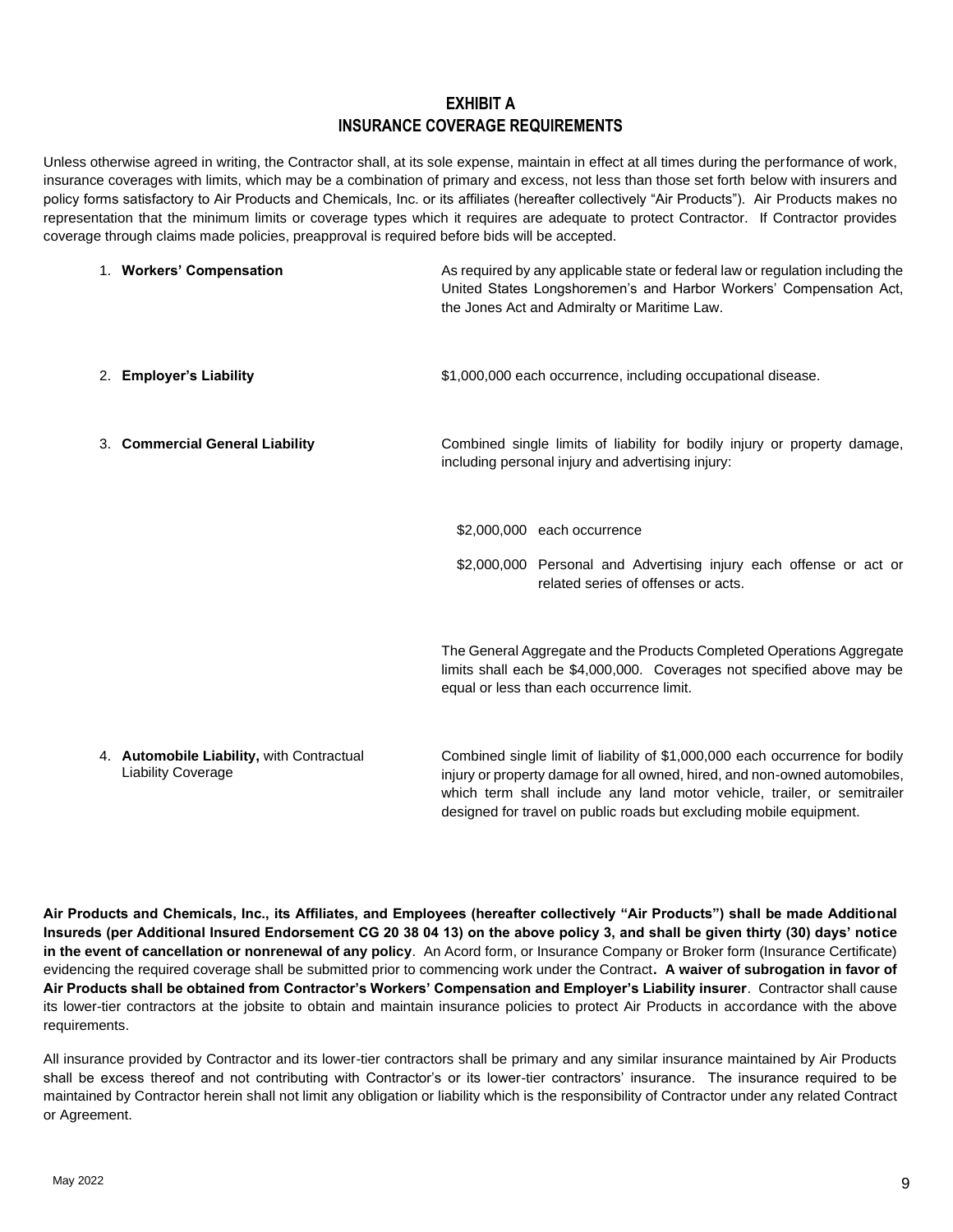# EXHIBIT A
## INSURANCE COVERAGE REQUIREMENTS

Unless otherwise agreed in writing, the Contractor shall, at its sole expense, maintain in effect at all times during the performance of work, insurance coverages with limits, which may be a combination of primary and excess, not less than those set forth below with insurers and policy forms satisfactory to Air Products and Chemicals, Inc. or its affiliates (hereafter collectively "Air Products"). Air Products makes no representation that the minimum limits or coverage types which it requires are adequate to protect Contractor. If Contractor provides coverage through claims made policies, preapproval is required before bids will be accepted.

1. **Workers' Compensation** — As required by any applicable state or federal law or regulation including the United States Longshoremen's and Harbor Workers' Compensation Act, the Jones Act and Admiralty or Maritime Law.

2. **Employer's Liability** — $1,000,000 each occurrence, including occupational disease.

3. **Commercial General Liability** — Combined single limits of liability for bodily injury or property damage, including personal injury and advertising injury:

   $2,000,000 each occurrence

   $2,000,000 Personal and Advertising injury each offense or act or related series of offenses or acts.

   The General Aggregate and the Products Completed Operations Aggregate limits shall each be $4,000,000. Coverages not specified above may be equal or less than each occurrence limit.

4. **Automobile Liability,** with Contractual Liability Coverage — Combined single limit of liability of $1,000,000 each occurrence for bodily injury or property damage for all owned, hired, and non-owned automobiles, which term shall include any land motor vehicle, trailer, or semitrailer designed for travel on public roads but excluding mobile equipment.

**Air Products and Chemicals, Inc., its Affiliates, and Employees (hereafter collectively "Air Products") shall be made Additional Insureds (per Additional Insured Endorsement CG 20 38 04 13) on the above policy 3, and shall be given thirty (30) days' notice in the event of cancellation or nonrenewal of any policy**. An Acord form, or Insurance Company or Broker form (Insurance Certificate) evidencing the required coverage shall be submitted prior to commencing work under the Contract**. A waiver of subrogation in favor of Air Products shall be obtained from Contractor's Workers' Compensation and Employer's Liability insurer**. Contractor shall cause its lower-tier contractors at the jobsite to obtain and maintain insurance policies to protect Air Products in accordance with the above requirements.

All insurance provided by Contractor and its lower-tier contractors shall be primary and any similar insurance maintained by Air Products shall be excess thereof and not contributing with Contractor's or its lower-tier contractors' insurance. The insurance required to be maintained by Contractor herein shall not limit any obligation or liability which is the responsibility of Contractor under any related Contract or Agreement.

May 2022